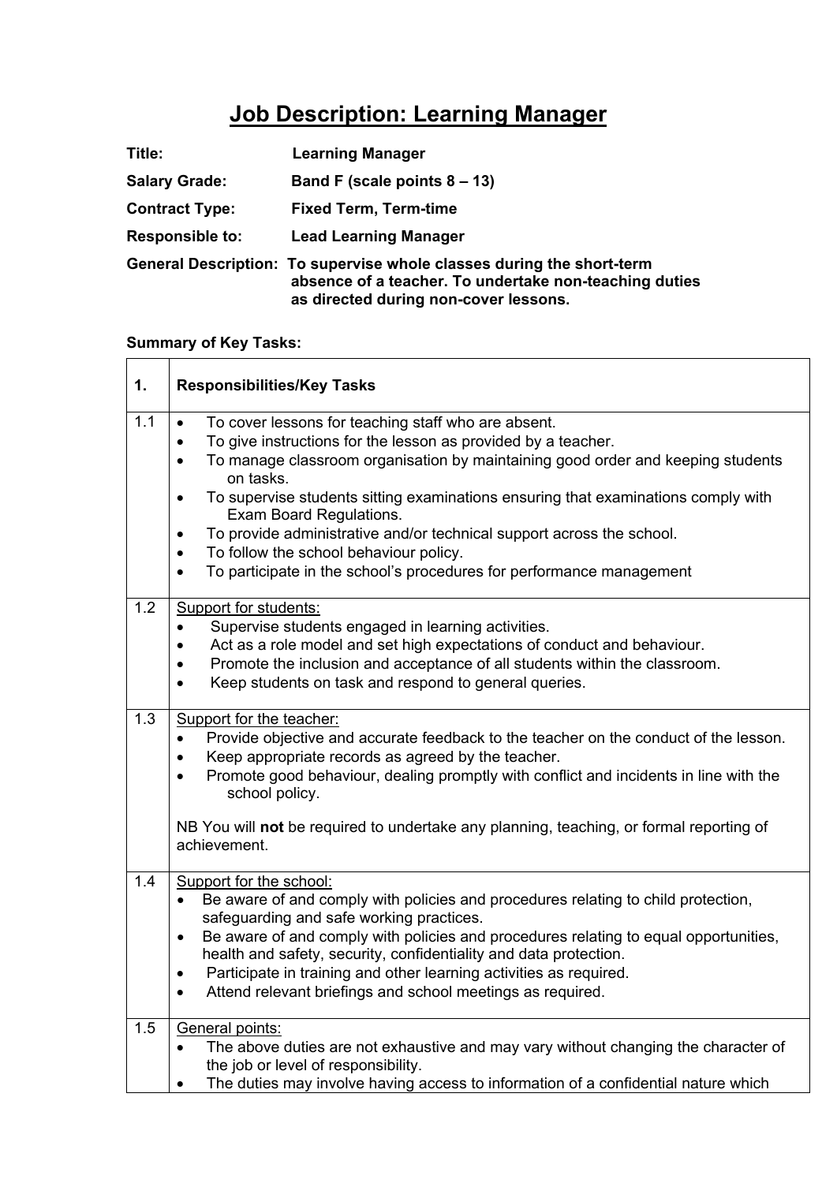# Job Description: Learning Manager

**Title:** **Learning Manager**

**Salary Grade:** **Band F (scale points 8 – 13)**

**Contract Type:** **Fixed Term, Term-time**

**Responsible to:** **Lead Learning Manager**

**General Description:** **To supervise whole classes during the short-term absence of a teacher. To undertake non-teaching duties as directed during non-cover lessons.**

**Summary of Key Tasks:**

| **1.** | **Responsibilities/Key Tasks** |
|---|---|
| 1.1 | • To cover lessons for teaching staff who are absent.<br>• To give instructions for the lesson as provided by a teacher.<br>• To manage classroom organisation by maintaining good order and keeping students on tasks.<br>• To supervise students sitting examinations ensuring that examinations comply with Exam Board Regulations.<br>• To provide administrative and/or technical support across the school.<br>• To follow the school behaviour policy.<br>• To participate in the school's procedures for performance management |
| 1.2 | Support for students:<br>• Supervise students engaged in learning activities.<br>• Act as a role model and set high expectations of conduct and behaviour.<br>• Promote the inclusion and acceptance of all students within the classroom.<br>• Keep students on task and respond to general queries. |
| 1.3 | Support for the teacher:<br>• Provide objective and accurate feedback to the teacher on the conduct of the lesson.<br>• Keep appropriate records as agreed by the teacher.<br>• Promote good behaviour, dealing promptly with conflict and incidents in line with the school policy.<br><br>NB You will **not** be required to undertake any planning, teaching, or formal reporting of achievement. |
| 1.4 | Support for the school:<br>• Be aware of and comply with policies and procedures relating to child protection, safeguarding and safe working practices.<br>• Be aware of and comply with policies and procedures relating to equal opportunities, health and safety, security, confidentiality and data protection.<br>• Participate in training and other learning activities as required.<br>• Attend relevant briefings and school meetings as required. |
| 1.5 | General points:<br>• The above duties are not exhaustive and may vary without changing the character of the job or level of responsibility.<br>• The duties may involve having access to information of a confidential nature which |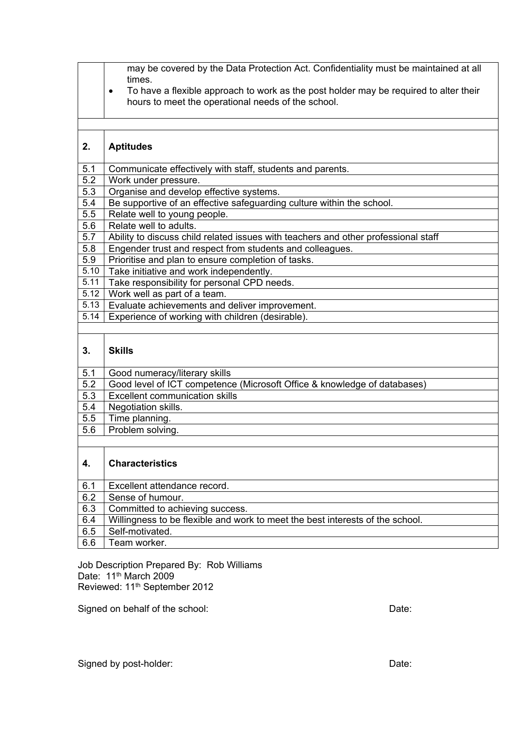| | |
|---|---|
| | may be covered by the Data Protection Act. Confidentiality must be maintained at all times.<br>• To have a flexible approach to work as the post holder may be required to alter their hours to meet the operational needs of the school. |
| | |
| **2.** | **Aptitudes** |
| 5.1 | Communicate effectively with staff, students and parents. |
| 5.2 | Work under pressure. |
| 5.3 | Organise and develop effective systems. |
| 5.4 | Be supportive of an effective safeguarding culture within the school. |
| 5.5 | Relate well to young people. |
| 5.6 | Relate well to adults. |
| 5.7 | Ability to discuss child related issues with teachers and other professional staff |
| 5.8 | Engender trust and respect from students and colleagues. |
| 5.9 | Prioritise and plan to ensure completion of tasks. |
| 5.10 | Take initiative and work independently. |
| 5.11 | Take responsibility for personal CPD needs. |
| 5.12 | Work well as part of a team. |
| 5.13 | Evaluate achievements and deliver improvement. |
| 5.14 | Experience of working with children (desirable). |
| | |
| **3.** | **Skills** |
| 5.1 | Good numeracy/literary skills |
| 5.2 | Good level of ICT competence (Microsoft Office & knowledge of databases) |
| 5.3 | Excellent communication skills |
| 5.4 | Negotiation skills. |
| 5.5 | Time planning. |
| 5.6 | Problem solving. |
| | |
| **4.** | **Characteristics** |
| 6.1 | Excellent attendance record. |
| 6.2 | Sense of humour. |
| 6.3 | Committed to achieving success. |
| 6.4 | Willingness to be flexible and work to meet the best interests of the school. |
| 6.5 | Self-motivated. |
| 6.6 | Team worker. |

Job Description Prepared By: Rob Williams
Date: 11th March 2009
Reviewed: 11th September 2012

Signed on behalf of the school: Date:

Signed by post-holder: Date: